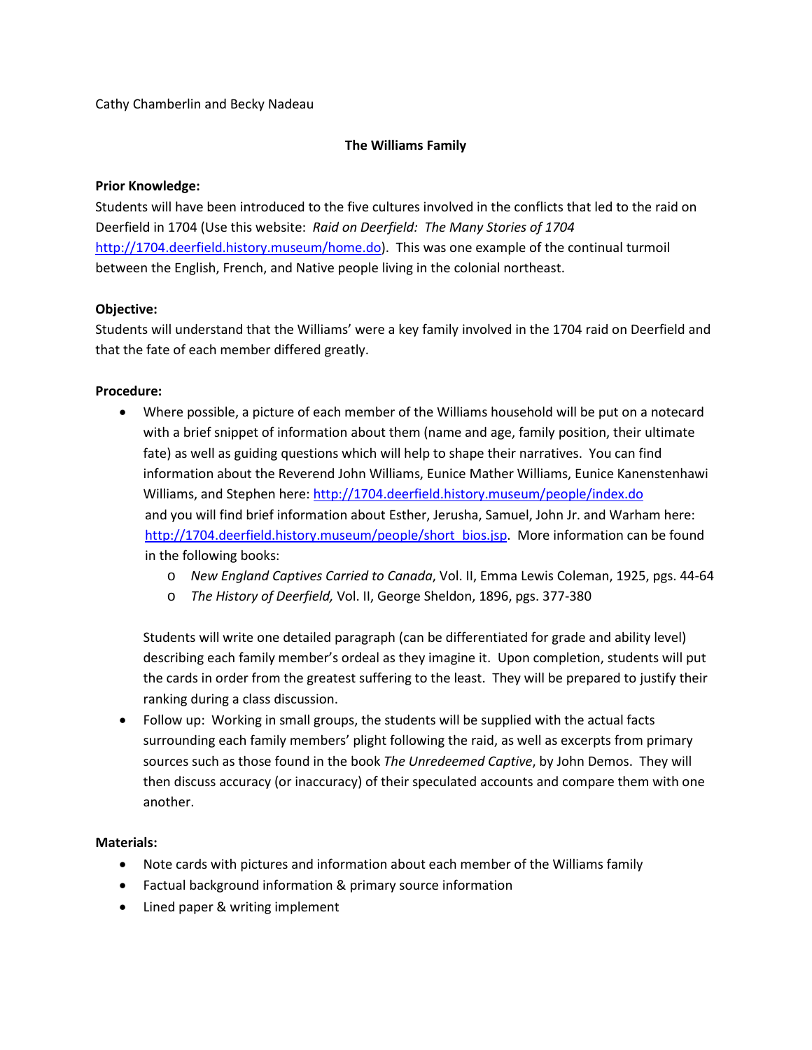Cathy Chamberlin and Becky Nadeau

## The Williams Family

**Prior Knowledge:**
Students will have been introduced to the five cultures involved in the conflicts that led to the raid on Deerfield in 1704 (Use this website: *Raid on Deerfield: The Many Stories of 1704* http://1704.deerfield.history.museum/home.do). This was one example of the continual turmoil between the English, French, and Native people living in the colonial northeast.

**Objective:**
Students will understand that the Williams' were a key family involved in the 1704 raid on Deerfield and that the fate of each member differed greatly.

**Procedure:**

- Where possible, a picture of each member of the Williams household will be put on a notecard with a brief snippet of information about them (name and age, family position, their ultimate fate) as well as guiding questions which will help to shape their narratives. You can find information about the Reverend John Williams, Eunice Mather Williams, Eunice Kanenstenhawi Williams, and Stephen here: http://1704.deerfield.history.museum/people/index.do and you will find brief information about Esther, Jerusha, Samuel, John Jr. and Warham here: http://1704.deerfield.history.museum/people/short_bios.jsp. More information can be found in the following books:
    - *New England Captives Carried to Canada*, Vol. II, Emma Lewis Coleman, 1925, pgs. 44-64
    - *The History of Deerfield,* Vol. II, George Sheldon, 1896, pgs. 377-380

  Students will write one detailed paragraph (can be differentiated for grade and ability level) describing each family member's ordeal as they imagine it. Upon completion, students will put the cards in order from the greatest suffering to the least. They will be prepared to justify their ranking during a class discussion.

- Follow up: Working in small groups, the students will be supplied with the actual facts surrounding each family members' plight following the raid, as well as excerpts from primary sources such as those found in the book *The Unredeemed Captive*, by John Demos. They will then discuss accuracy (or inaccuracy) of their speculated accounts and compare them with one another.

**Materials:**

- Note cards with pictures and information about each member of the Williams family
- Factual background information & primary source information
- Lined paper & writing implement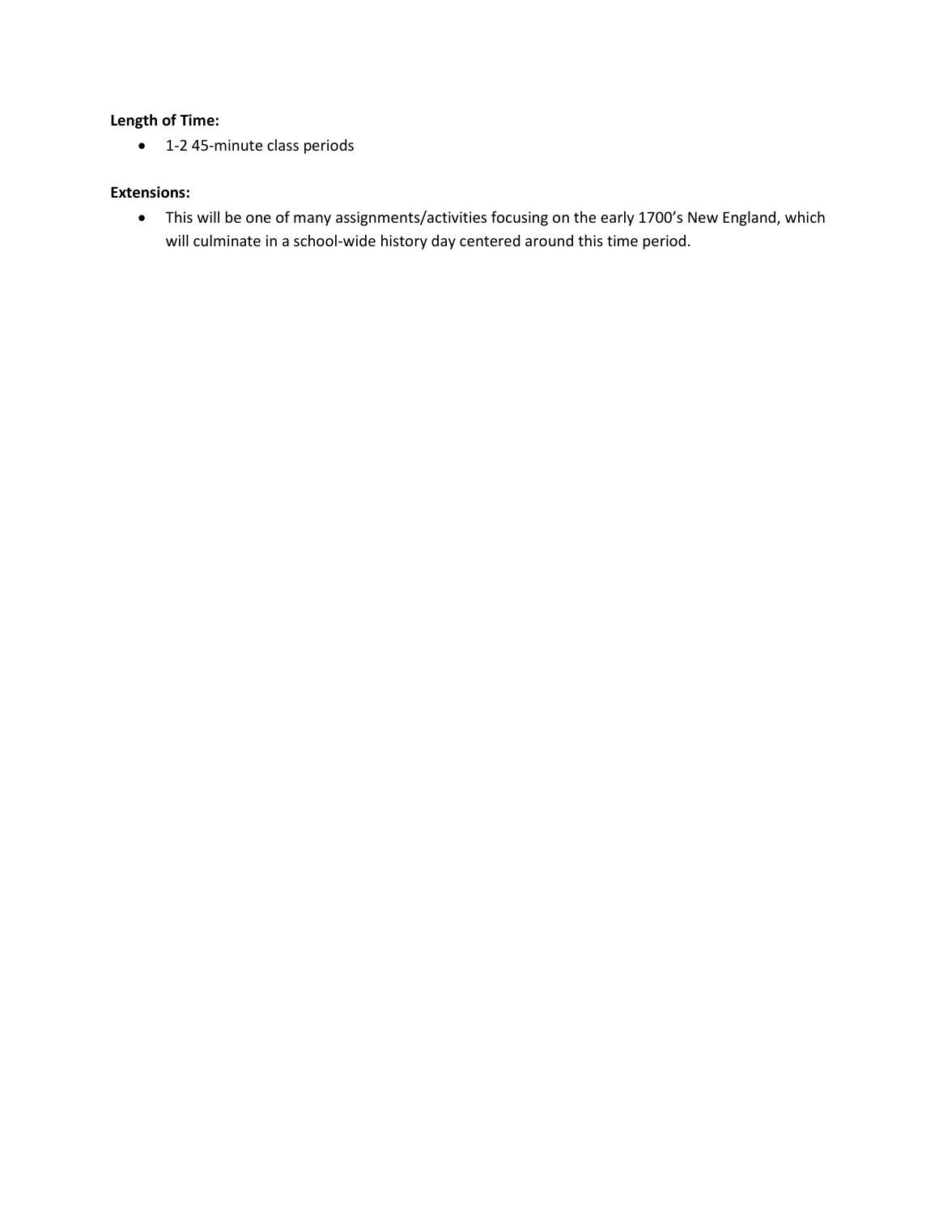**Length of Time:**

- 1-2 45-minute class periods

**Extensions:**

- This will be one of many assignments/activities focusing on the early 1700's New England, which will culminate in a school-wide history day centered around this time period.